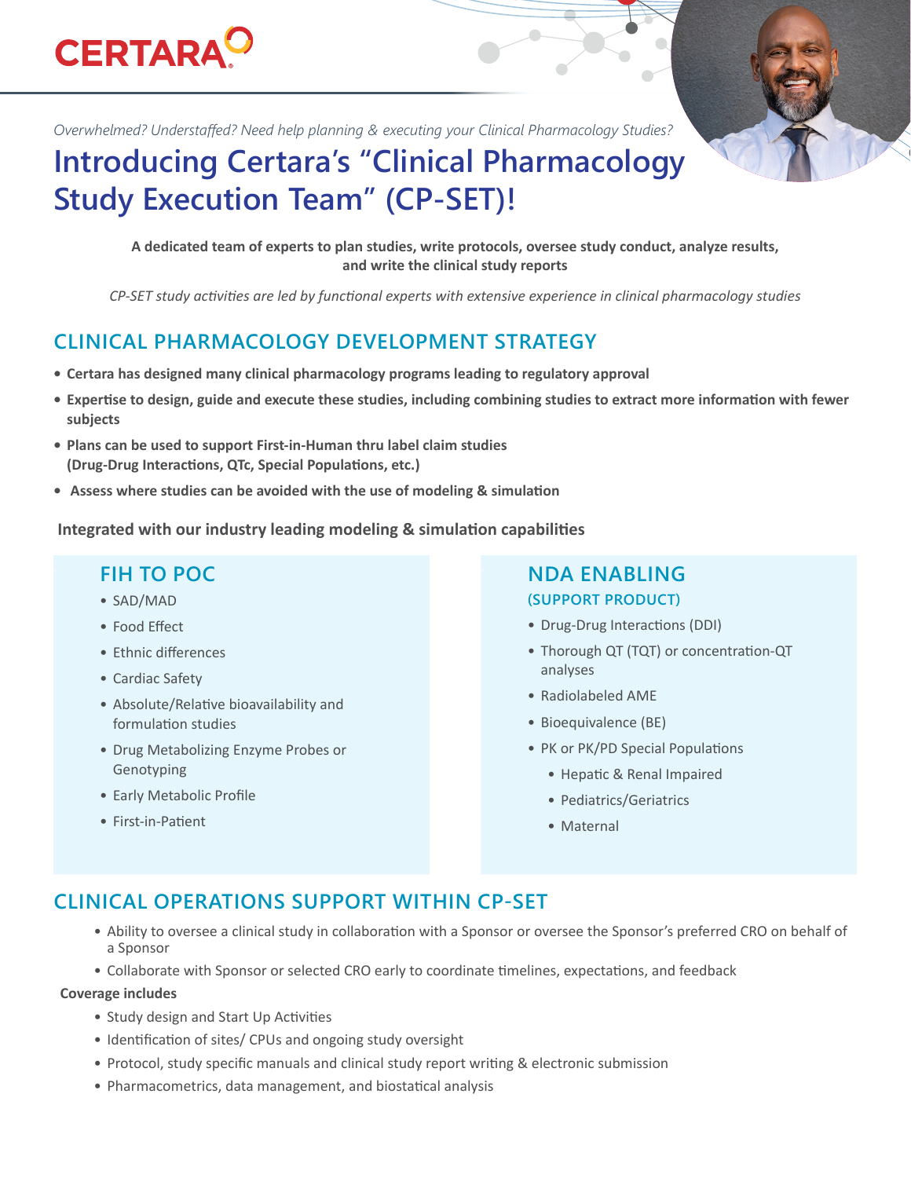CERTARA

*Overwhelmed? Understaffed? Need help planning & executing your Clinical Pharmacology Studies?*

# Introducing Certara's "Clinical Pharmacology Study Execution Team" (CP-SET)!

**A dedicated team of experts to plan studies, write protocols, oversee study conduct, analyze results, and write the clinical study reports**

*CP-SET study activities are led by functional experts with extensive experience in clinical pharmacology studies*

## CLINICAL PHARMACOLOGY DEVELOPMENT STRATEGY

- **Certara has designed many clinical pharmacology programs leading to regulatory approval**
- **Expertise to design, guide and execute these studies, including combining studies to extract more information with fewer subjects**
- **Plans can be used to support First-in-Human thru label claim studies (Drug-Drug Interactions, QTc, Special Populations, etc.)**
- **Assess where studies can be avoided with the use of modeling & simulation**

**Integrated with our industry leading modeling & simulation capabilities**

### FIH TO POC

- SAD/MAD
- Food Effect
- Ethnic differences
- Cardiac Safety
- Absolute/Relative bioavailability and formulation studies
- Drug Metabolizing Enzyme Probes or Genotyping
- Early Metabolic Profile
- First-in-Patient

### NDA ENABLING

#### (SUPPORT PRODUCT)

- Drug-Drug Interactions (DDI)
- Thorough QT (TQT) or concentration-QT analyses
- Radiolabeled AME
- Bioequivalence (BE)
- PK or PK/PD Special Populations
  - Hepatic & Renal Impaired
  - Pediatrics/Geriatrics
  - Maternal

## CLINICAL OPERATIONS SUPPORT WITHIN CP-SET

- Ability to oversee a clinical study in collaboration with a Sponsor or oversee the Sponsor's preferred CRO on behalf of a Sponsor
- Collaborate with Sponsor or selected CRO early to coordinate timelines, expectations, and feedback

**Coverage includes**

- Study design and Start Up Activities
- Identification of sites/ CPUs and ongoing study oversight
- Protocol, study specific manuals and clinical study report writing & electronic submission
- Pharmacometrics, data management, and biostatical analysis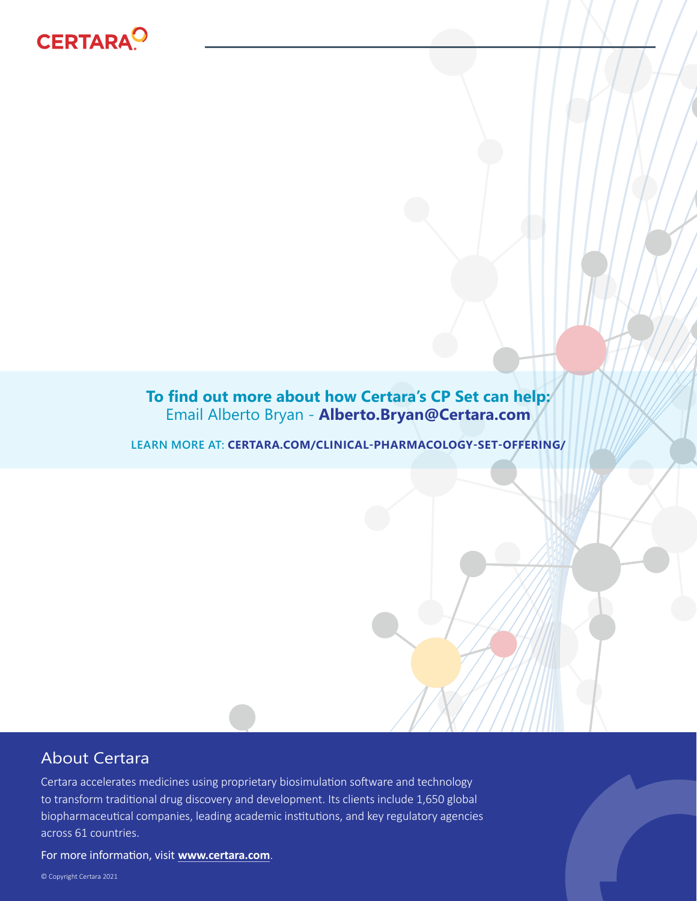**To find out more about how Certara's CP Set can help:**
Email Alberto Bryan - **Alberto.Bryan@Certara.com**

LEARN MORE AT: **CERTARA.COM/CLINICAL-PHARMACOLOGY-SET-OFFERING/**

## About Certara

Certara accelerates medicines using proprietary biosimulation software and technology to transform traditional drug discovery and development. Its clients include 1,650 global biopharmaceutical companies, leading academic institutions, and key regulatory agencies across 61 countries.

For more information, visit **www.certara.com**.

© Copyright Certara 2021